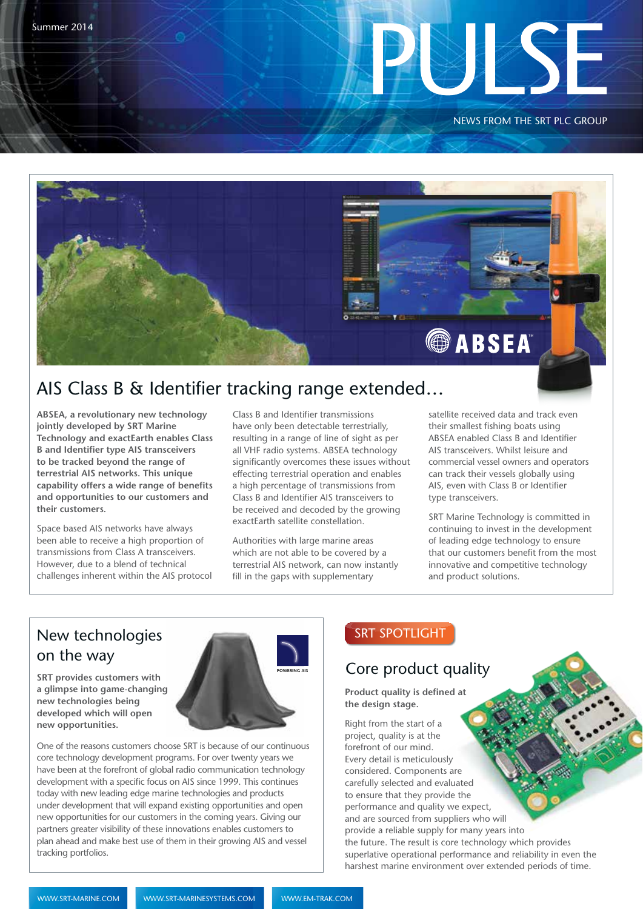Summer 2014

# PULSE

NEWS FROM THE SRT PLC GROUP

## AIS Class B & Identifier tracking range extended…

**ABSEA, a revolutionary new technology jointly developed by SRT Marine Technology and exactEarth enables Class B and Identifier type AIS transceivers to be tracked beyond the range of terrestrial AIS networks. This unique capability offers a wide range of benefits and opportunities to our customers and their customers.**

Space based AIS networks have always been able to receive a high proportion of transmissions from Class A transceivers. However, due to a blend of technical challenges inherent within the AIS protocol Class B and Identifier transmissions have only been detectable terrestrially, resulting in a range of line of sight as per all VHF radio systems. ABSEA technology significantly overcomes these issues without effecting terrestrial operation and enables a high percentage of transmissions from Class B and Identifier AIS transceivers to be received and decoded by the growing exactEarth satellite constellation.

Authorities with large marine areas which are not able to be covered by a terrestrial AIS network, can now instantly fill in the gaps with supplementary satellite received data and track even their smallest fishing boats using ABSEA enabled Class B and Identifier AIS transceivers. Whilst leisure and commercial vessel owners and operators can track their vessels globally using AIS, even with Class B or Identifier type transceivers.

SRT Marine Technology is committed in continuing to invest in the development of leading edge technology to ensure that our customers benefit from the most innovative and competitive technology and product solutions.

## New technologies on the way

**SRT provides customers with a glimpse into game-changing new technologies being developed which will open new opportunities.**

One of the reasons customers choose SRT is because of our continuous core technology development programs. For over twenty years we have been at the forefront of global radio communication technology development with a specific focus on AIS since 1999. This continues today with new leading edge marine technologies and products under development that will expand existing opportunities and open new opportunities for our customers in the coming years. Giving our partners greater visibility of these innovations enables customers to plan ahead and make best use of them in their growing AIS and vessel tracking portfolios.

SRT SPOTLIGHT

## Core product quality

**Product quality is defined at the design stage.**

Right from the start of a project, quality is at the forefront of our mind. Every detail is meticulously considered. Components are carefully selected and evaluated to ensure that they provide the performance and quality we expect, and are sourced from suppliers who will provide a reliable supply for many years into the future. The result is core technology which provides superlative operational performance and reliability in even the harshest marine environment over extended periods of time.

WWW.SRT-MARINE.COM | WWW.SRT-MARINESYSTEMS.COM | WWW.EM-TRAK.COM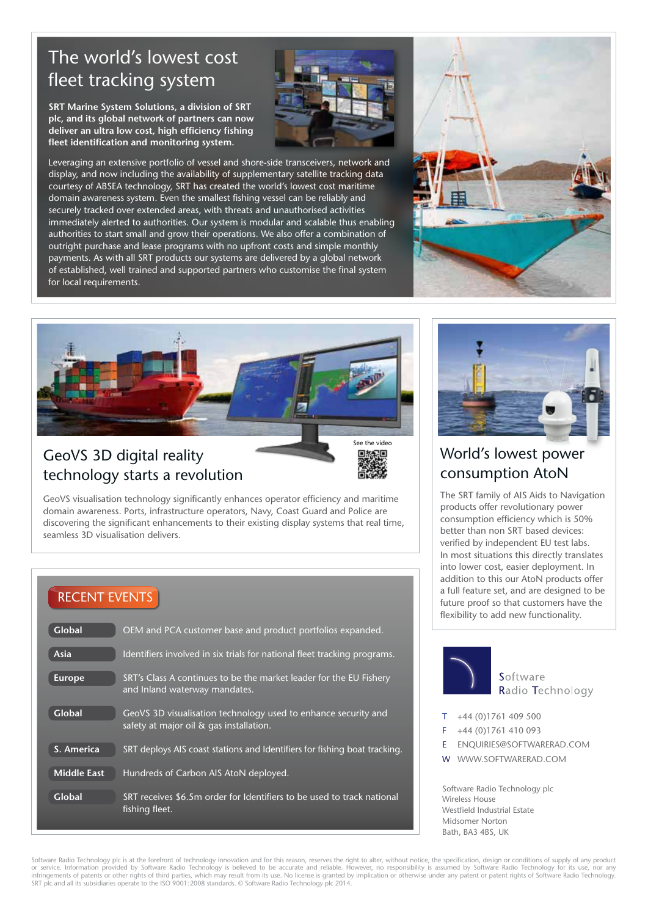# The world's lowest cost fleet tracking system

**SRT Marine System Solutions, a division of SRT plc, and its global network of partners can now deliver an ultra low cost, high efficiency fishing fleet identification and monitoring system.**

Leveraging an extensive portfolio of vessel and shore-side transceivers, network and display, and now including the availability of supplementary satellite tracking data courtesy of ABSEA technology, SRT has created the world's lowest cost maritime domain awareness system. Even the smallest fishing vessel can be reliably and securely tracked over extended areas, with threats and unauthorised activities immediately alerted to authorities. Our system is modular and scalable thus enabling authorities to start small and grow their operations. We also offer a combination of outright purchase and lease programs with no upfront costs and simple monthly payments. As with all SRT products our systems are delivered by a global network of established, well trained and supported partners who customise the final system for local requirements.

## GeoVS 3D digital reality technology starts a revolution

See the video

GeoVS visualisation technology significantly enhances operator efficiency and maritime domain awareness. Ports, infrastructure operators, Navy, Coast Guard and Police are discovering the significant enhancements to their existing display systems that real time, seamless 3D visualisation delivers.

## World's lowest power consumption AtoN

The SRT family of AIS Aids to Navigation products offer revolutionary power consumption efficiency which is 50% better than non SRT based devices: verified by independent EU test labs. In most situations this directly translates into lower cost, easier deployment. In addition to this our AtoN products offer a full feature set, and are designed to be future proof so that customers have the flexibility to add new functionality.

## RECENT EVENTS

| | |
|---|---|
| **Global** | OEM and PCA customer base and product portfolios expanded. |
| **Asia** | Identifiers involved in six trials for national fleet tracking programs. |
| **Europe** | SRT's Class A continues to be the market leader for the EU Fishery and Inland waterway mandates. |
| **Global** | GeoVS 3D visualisation technology used to enhance security and safety at major oil & gas installation. |
| **S. America** | SRT deploys AIS coast stations and Identifiers for fishing boat tracking. |
| **Middle East** | Hundreds of Carbon AIS AtoN deployed. |
| **Global** | SRT receives $6.5m order for Identifiers to be used to track national fishing fleet. |

Software Radio Technology

T +44 (0)1761 409 500
F +44 (0)1761 410 093
E ENQUIRIES@SOFTWARERAD.COM
W WWW.SOFTWARERAD.COM

Software Radio Technology plc
Wireless House
Westfield Industrial Estate
Midsomer Norton
Bath, BA3 4BS, UK

Software Radio Technology plc is at the forefront of technology innovation and for this reason, reserves the right to alter, without notice, the specification, design or conditions of supply of any product or service. Information provided by Software Radio Technology is believed to be accurate and reliable. However, no responsibility is assumed by Software Radio Technology for its use, nor any infringements of patents or other rights of third parties, which may result from its use. No license is granted by implication or otherwise under any patent or patent rights of Software Radio Technology. SRT plc and all its subsidiaries operate to the ISO 9001:2008 standards. © Software Radio Technology plc 2014.